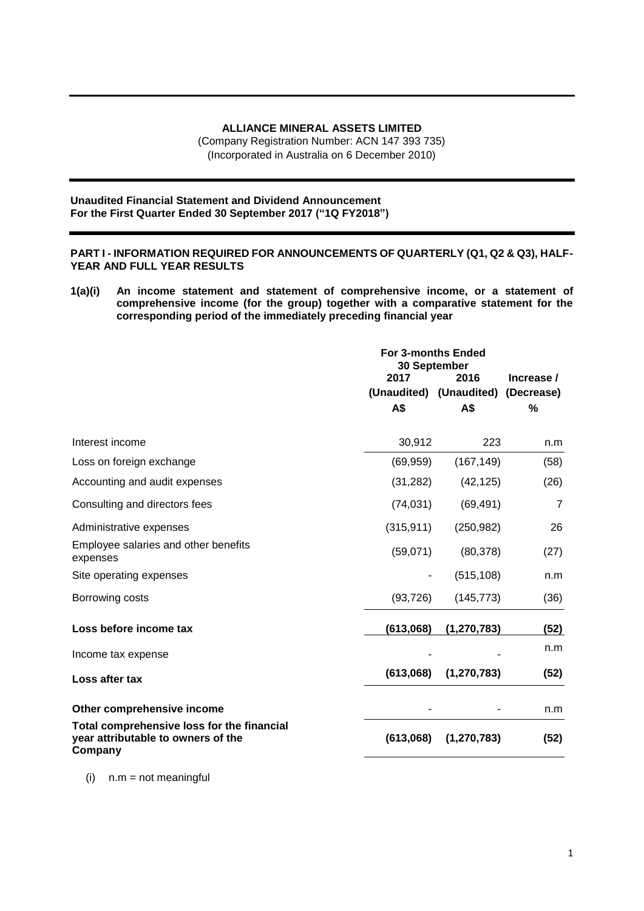**ALLIANCE MINERAL ASSETS LIMITED**
(Company Registration Number: ACN 147 393 735)
(Incorporated in Australia on 6 December 2010)

**Unaudited Financial Statement and Dividend Announcement**
**For the First Quarter Ended 30 September 2017 ("1Q FY2018")**

**PART I - INFORMATION REQUIRED FOR ANNOUNCEMENTS OF QUARTERLY (Q1, Q2 & Q3), HALF-YEAR AND FULL YEAR RESULTS**

**1(a)(i) An income statement and statement of comprehensive income, or a statement of comprehensive income (for the group) together with a comparative statement for the corresponding period of the immediately preceding financial year**

| | For 3-months Ended 30 September | | |
|---|---|---|---|
| | 2017 (Unaudited) | 2016 (Unaudited) | Increase / (Decrease) |
| | A$ | A$ | % |
| Interest income | 30,912 | 223 | n.m |
| Loss on foreign exchange | (69,959) | (167,149) | (58) |
| Accounting and audit expenses | (31,282) | (42,125) | (26) |
| Consulting and directors fees | (74,031) | (69,491) | 7 |
| Administrative expenses | (315,911) | (250,982) | 26 |
| Employee salaries and other benefits expenses | (59,071) | (80,378) | (27) |
| Site operating expenses | - | (515,108) | n.m |
| Borrowing costs | (93,726) | (145,773) | (36) |
| **Loss before income tax** | **(613,068)** | **(1,270,783)** | **(52)** |
| Income tax expense | - | - | n.m |
| **Loss after tax** | **(613,068)** | **(1,270,783)** | **(52)** |
| **Other comprehensive income** | - | - | n.m |
| **Total comprehensive loss for the financial year attributable to owners of the Company** | **(613,068)** | **(1,270,783)** | **(52)** |

(i) n.m = not meaningful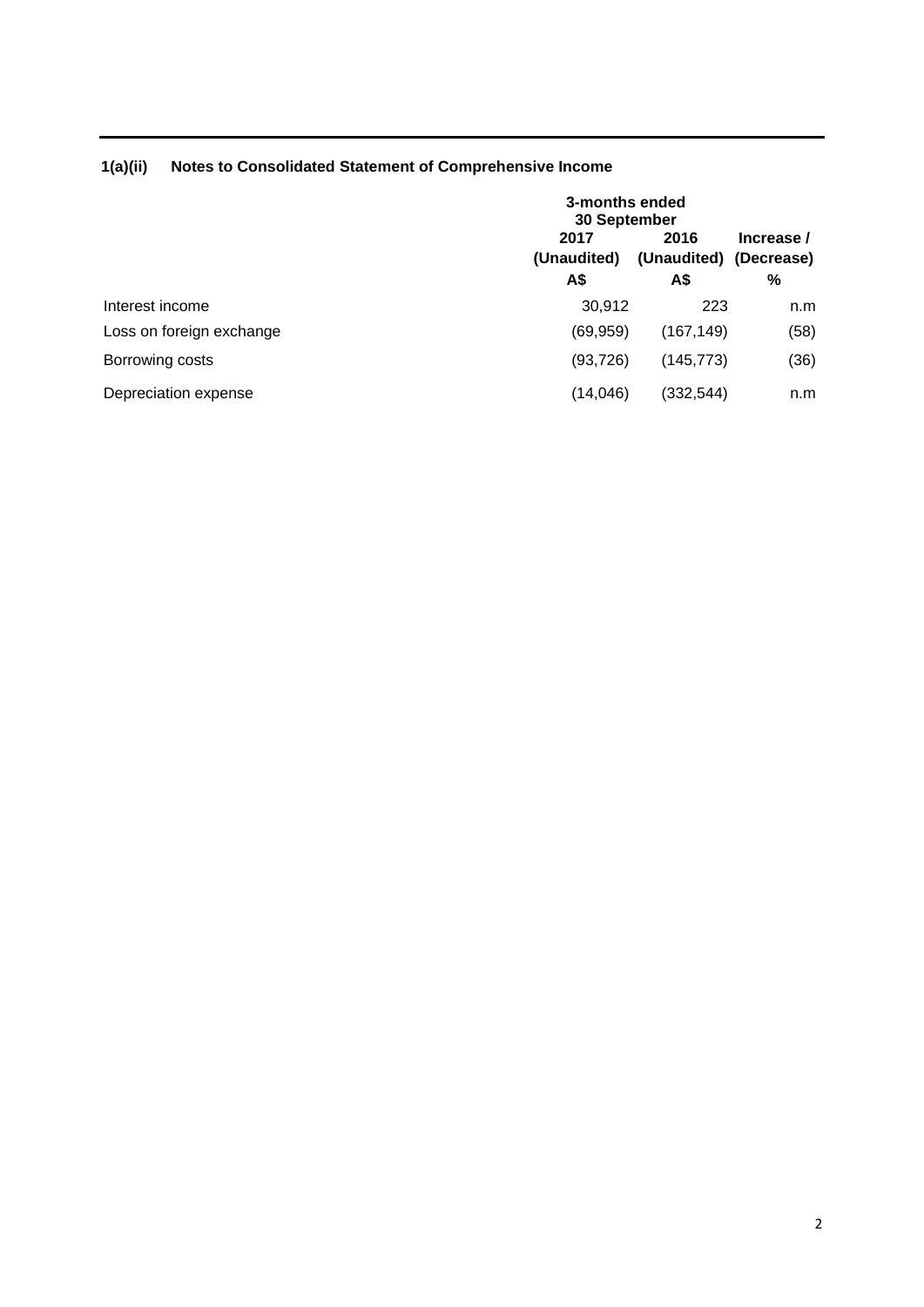### 1(a)(ii) Notes to Consolidated Statement of Comprehensive Income

| | 3-months ended 30 September | | |
|---|---|---|---|
| | 2017 (Unaudited) | 2016 (Unaudited) | Increase / (Decrease) |
| | A$ | A$ | % |
| Interest income | 30,912 | 223 | n.m |
| Loss on foreign exchange | (69,959) | (167,149) | (58) |
| Borrowing costs | (93,726) | (145,773) | (36) |
| Depreciation expense | (14,046) | (332,544) | n.m |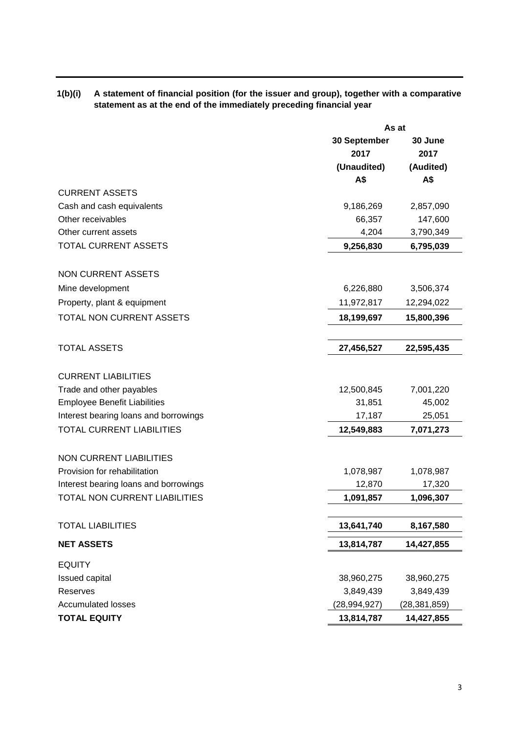**1(b)(i) A statement of financial position (for the issuer and group), together with a comparative statement as at the end of the immediately preceding financial year**

| | As at | |
|---|---|---|
| | 30 September 2017 (Unaudited) A$ | 30 June 2017 (Audited) A$ |
| CURRENT ASSETS | | |
| Cash and cash equivalents | 9,186,269 | 2,857,090 |
| Other receivables | 66,357 | 147,600 |
| Other current assets | 4,204 | 3,790,349 |
| TOTAL CURRENT ASSETS | **9,256,830** | **6,795,039** |
| | | |
| NON CURRENT ASSETS | | |
| Mine development | 6,226,880 | 3,506,374 |
| Property, plant & equipment | 11,972,817 | 12,294,022 |
| TOTAL NON CURRENT ASSETS | **18,199,697** | **15,800,396** |
| | | |
| TOTAL ASSETS | **27,456,527** | **22,595,435** |
| | | |
| CURRENT LIABILITIES | | |
| Trade and other payables | 12,500,845 | 7,001,220 |
| Employee Benefit Liabilities | 31,851 | 45,002 |
| Interest bearing loans and borrowings | 17,187 | 25,051 |
| TOTAL CURRENT LIABILITIES | **12,549,883** | **7,071,273** |
| | | |
| NON CURRENT LIABILITIES | | |
| Provision for rehabilitation | 1,078,987 | 1,078,987 |
| Interest bearing loans and borrowings | 12,870 | 17,320 |
| TOTAL NON CURRENT LIABILITIES | **1,091,857** | **1,096,307** |
| | | |
| TOTAL LIABILITIES | **13,641,740** | **8,167,580** |
| **NET ASSETS** | **13,814,787** | **14,427,855** |
| EQUITY | | |
| Issued capital | 38,960,275 | 38,960,275 |
| Reserves | 3,849,439 | 3,849,439 |
| Accumulated losses | (28,994,927) | (28,381,859) |
| **TOTAL EQUITY** | **13,814,787** | **14,427,855** |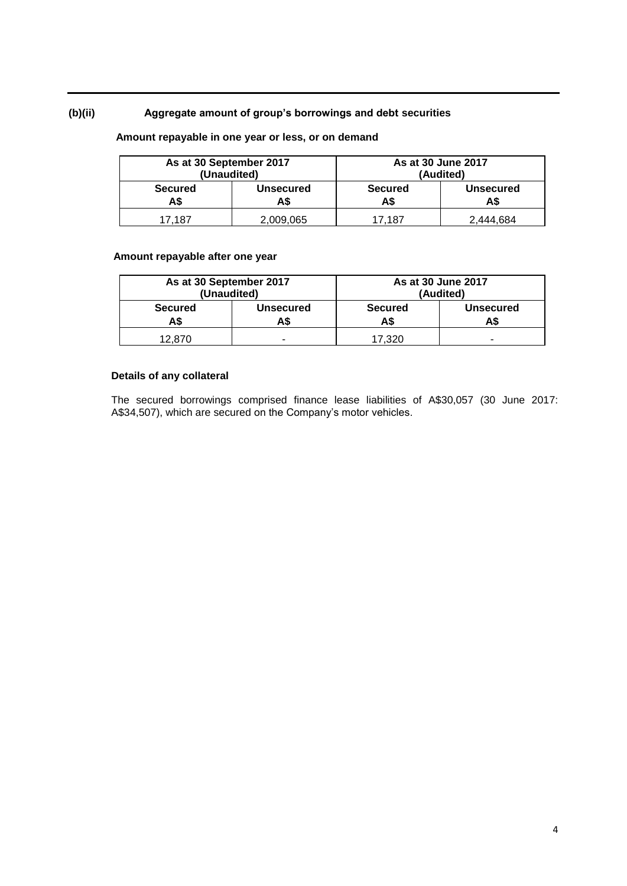### (b)(ii) Aggregate amount of group's borrowings and debt securities

**Amount repayable in one year or less, or on demand**

| As at 30 September 2017 (Unaudited) | | As at 30 June 2017 (Audited) | |
|---|---|---|---|
| **Secured A$** | **Unsecured A$** | **Secured A$** | **Unsecured A$** |
| 17,187 | 2,009,065 | 17,187 | 2,444,684 |

**Amount repayable after one year**

| As at 30 September 2017 (Unaudited) | | As at 30 June 2017 (Audited) | |
|---|---|---|---|
| **Secured A$** | **Unsecured A$** | **Secured A$** | **Unsecured A$** |
| 12,870 | - | 17,320 | - |

**Details of any collateral**

The secured borrowings comprised finance lease liabilities of A$30,057 (30 June 2017: A$34,507), which are secured on the Company's motor vehicles.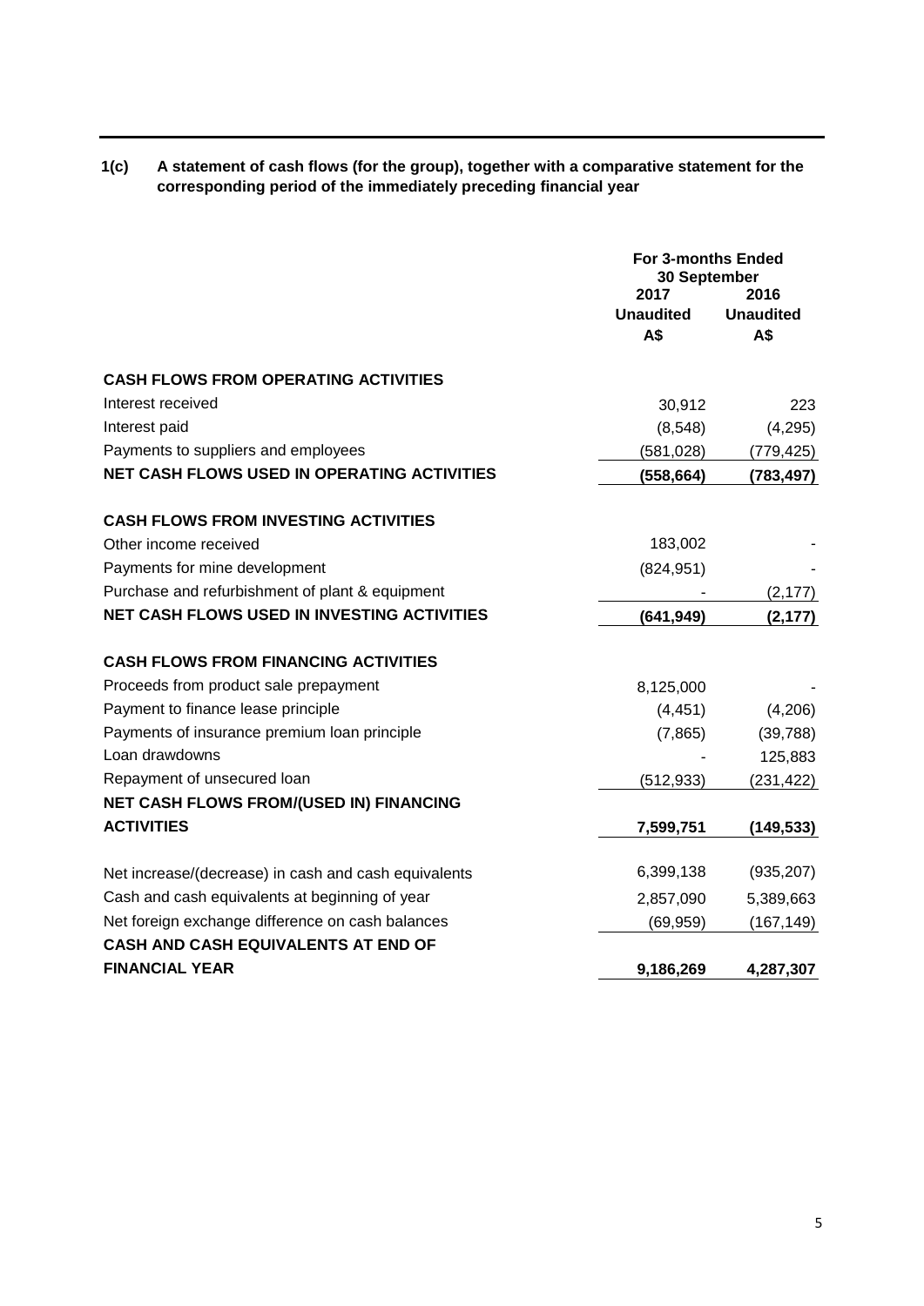**1(c) A statement of cash flows (for the group), together with a comparative statement for the corresponding period of the immediately preceding financial year**

| | For 3-months Ended 30 September | |
|---|---|---|
| | 2017 Unaudited A$ | 2016 Unaudited A$ |
| **CASH FLOWS FROM OPERATING ACTIVITIES** | | |
| Interest received | 30,912 | 223 |
| Interest paid | (8,548) | (4,295) |
| Payments to suppliers and employees | (581,028) | (779,425) |
| **NET CASH FLOWS USED IN OPERATING ACTIVITIES** | **(558,664)** | **(783,497)** |
| **CASH FLOWS FROM INVESTING ACTIVITIES** | | |
| Other income received | 183,002 | - |
| Payments for mine development | (824,951) | - |
| Purchase and refurbishment of plant & equipment | - | (2,177) |
| **NET CASH FLOWS USED IN INVESTING ACTIVITIES** | **(641,949)** | **(2,177)** |
| **CASH FLOWS FROM FINANCING ACTIVITIES** | | |
| Proceeds from product sale prepayment | 8,125,000 | - |
| Payment to finance lease principle | (4,451) | (4,206) |
| Payments of insurance premium loan principle | (7,865) | (39,788) |
| Loan drawdowns | - | 125,883 |
| Repayment of unsecured loan | (512,933) | (231,422) |
| **NET CASH FLOWS FROM/(USED IN) FINANCING ACTIVITIES** | **7,599,751** | **(149,533)** |
| Net increase/(decrease) in cash and cash equivalents | 6,399,138 | (935,207) |
| Cash and cash equivalents at beginning of year | 2,857,090 | 5,389,663 |
| Net foreign exchange difference on cash balances | (69,959) | (167,149) |
| **CASH AND CASH EQUIVALENTS AT END OF FINANCIAL YEAR** | **9,186,269** | **4,287,307** |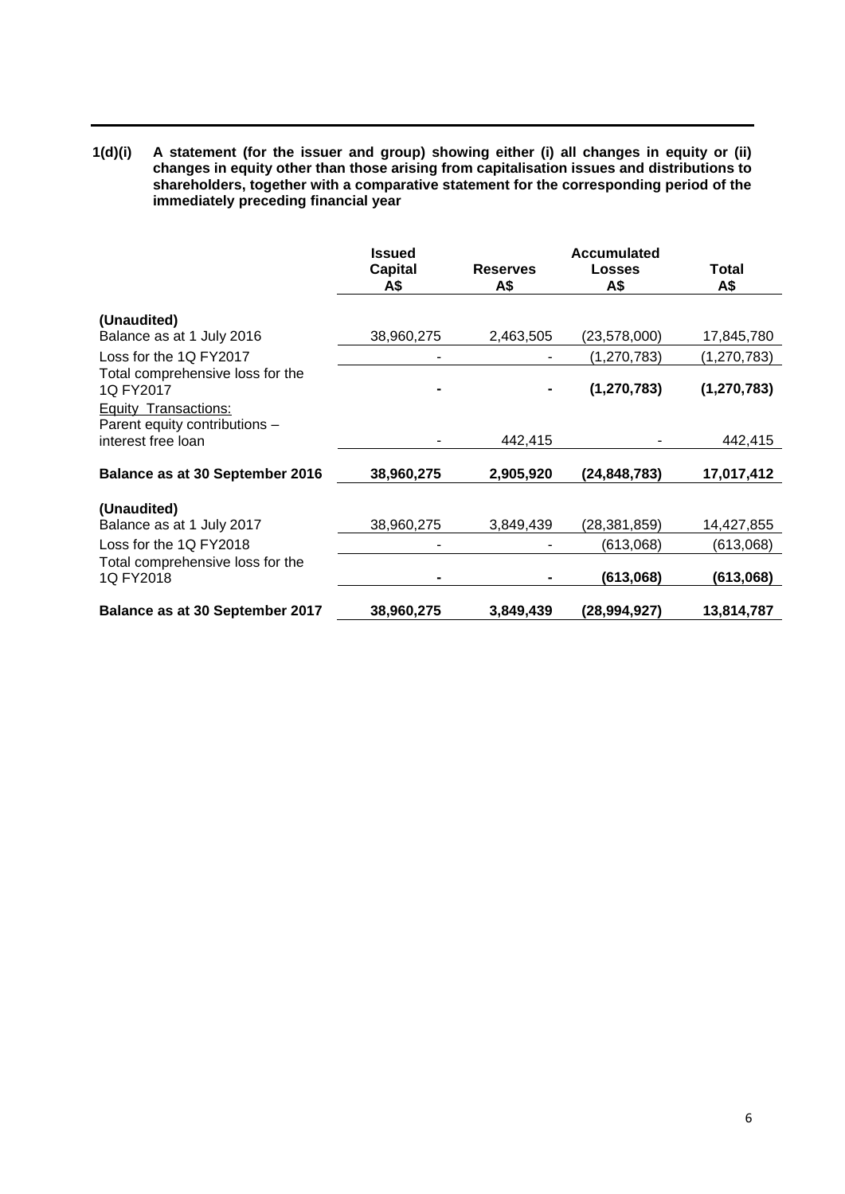**1(d)(i) A statement (for the issuer and group) showing either (i) all changes in equity or (ii) changes in equity other than those arising from capitalisation issues and distributions to shareholders, together with a comparative statement for the corresponding period of the immediately preceding financial year**

| | Issued Capital A$ | Reserves A$ | Accumulated Losses A$ | Total A$ |
|---|---|---|---|---|
| **(Unaudited)** | | | | |
| Balance as at 1 July 2016 | 38,960,275 | 2,463,505 | (23,578,000) | 17,845,780 |
| Loss for the 1Q FY2017 | - | - | (1,270,783) | (1,270,783) |
| Total comprehensive loss for the 1Q FY2017 | **-** | **-** | **(1,270,783)** | **(1,270,783)** |
| Equity Transactions: | | | | |
| Parent equity contributions – interest free loan | - | 442,415 | - | 442,415 |
| **Balance as at 30 September 2016** | **38,960,275** | **2,905,920** | **(24,848,783)** | **17,017,412** |
| **(Unaudited)** | | | | |
| Balance as at 1 July 2017 | 38,960,275 | 3,849,439 | (28,381,859) | 14,427,855 |
| Loss for the 1Q FY2018 | - | - | (613,068) | (613,068) |
| Total comprehensive loss for the 1Q FY2018 | **-** | **-** | **(613,068)** | **(613,068)** |
| **Balance as at 30 September 2017** | **38,960,275** | **3,849,439** | **(28,994,927)** | **13,814,787** |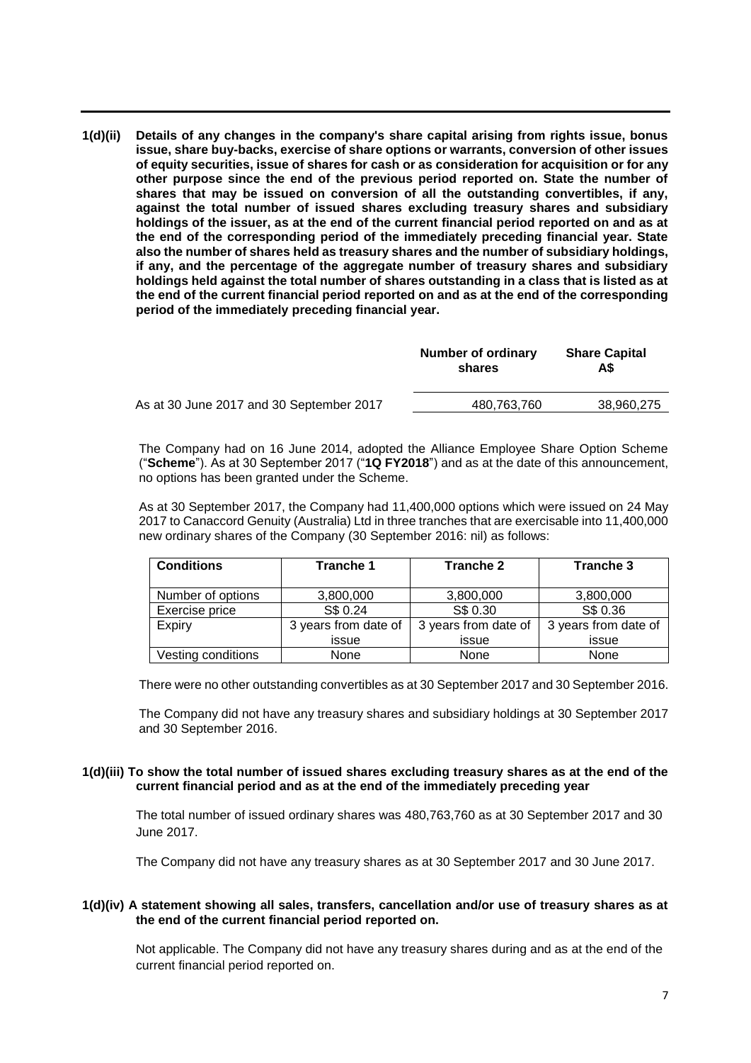**1(d)(ii) Details of any changes in the company's share capital arising from rights issue, bonus issue, share buy-backs, exercise of share options or warrants, conversion of other issues of equity securities, issue of shares for cash or as consideration for acquisition or for any other purpose since the end of the previous period reported on. State the number of shares that may be issued on conversion of all the outstanding convertibles, if any, against the total number of issued shares excluding treasury shares and subsidiary holdings of the issuer, as at the end of the current financial period reported on and as at the end of the corresponding period of the immediately preceding financial year. State also the number of shares held as treasury shares and the number of subsidiary holdings, if any, and the percentage of the aggregate number of treasury shares and subsidiary holdings held against the total number of shares outstanding in a class that is listed as at the end of the current financial period reported on and as at the end of the corresponding period of the immediately preceding financial year.**

| | Number of ordinary shares | Share Capital A$ |
|---|---|---|
| As at 30 June 2017 and 30 September 2017 | 480,763,760 | 38,960,275 |

The Company had on 16 June 2014, adopted the Alliance Employee Share Option Scheme ("**Scheme**"). As at 30 September 2017 ("**1Q FY2018**") and as at the date of this announcement, no options has been granted under the Scheme.

As at 30 September 2017, the Company had 11,400,000 options which were issued on 24 May 2017 to Canaccord Genuity (Australia) Ltd in three tranches that are exercisable into 11,400,000 new ordinary shares of the Company (30 September 2016: nil) as follows:

| Conditions | Tranche 1 | Tranche 2 | Tranche 3 |
|---|---|---|---|
| Number of options | 3,800,000 | 3,800,000 | 3,800,000 |
| Exercise price | S$ 0.24 | S$ 0.30 | S$ 0.36 |
| Expiry | 3 years from date of issue | 3 years from date of issue | 3 years from date of issue |
| Vesting conditions | None | None | None |

There were no other outstanding convertibles as at 30 September 2017 and 30 September 2016.

The Company did not have any treasury shares and subsidiary holdings at 30 September 2017 and 30 September 2016.

**1(d)(iii) To show the total number of issued shares excluding treasury shares as at the end of the current financial period and as at the end of the immediately preceding year**

The total number of issued ordinary shares was 480,763,760 as at 30 September 2017 and 30 June 2017.

The Company did not have any treasury shares as at 30 September 2017 and 30 June 2017.

**1(d)(iv) A statement showing all sales, transfers, cancellation and/or use of treasury shares as at the end of the current financial period reported on.**

Not applicable. The Company did not have any treasury shares during and as at the end of the current financial period reported on.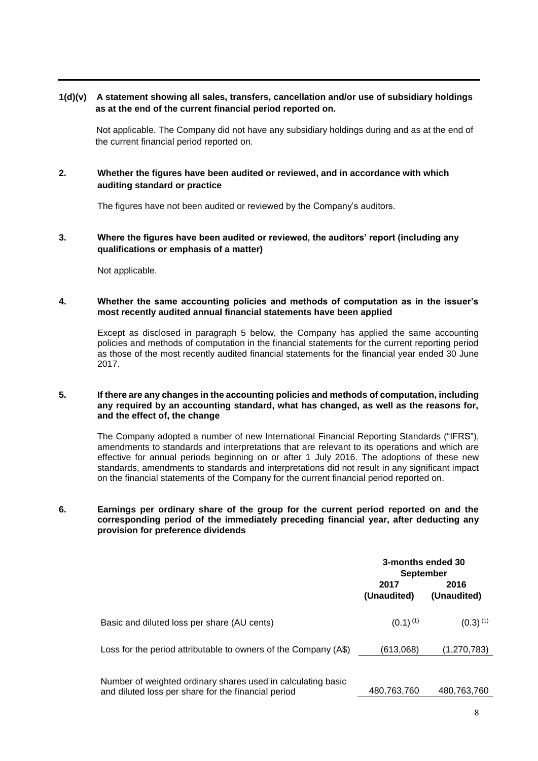**1(d)(v) A statement showing all sales, transfers, cancellation and/or use of subsidiary holdings as at the end of the current financial period reported on.**

Not applicable. The Company did not have any subsidiary holdings during and as at the end of the current financial period reported on.

**2. Whether the figures have been audited or reviewed, and in accordance with which auditing standard or practice**

The figures have not been audited or reviewed by the Company's auditors.

**3. Where the figures have been audited or reviewed, the auditors' report (including any qualifications or emphasis of a matter)**

Not applicable.

**4. Whether the same accounting policies and methods of computation as in the issuer's most recently audited annual financial statements have been applied**

Except as disclosed in paragraph 5 below, the Company has applied the same accounting policies and methods of computation in the financial statements for the current reporting period as those of the most recently audited financial statements for the financial year ended 30 June 2017.

**5. If there are any changes in the accounting policies and methods of computation, including any required by an accounting standard, what has changed, as well as the reasons for, and the effect of, the change**

The Company adopted a number of new International Financial Reporting Standards ("IFRS"), amendments to standards and interpretations that are relevant to its operations and which are effective for annual periods beginning on or after 1 July 2016. The adoptions of these new standards, amendments to standards and interpretations did not result in any significant impact on the financial statements of the Company for the current financial period reported on.

**6. Earnings per ordinary share of the group for the current period reported on and the corresponding period of the immediately preceding financial year, after deducting any provision for preference dividends**

| | 3-months ended 30 September | |
|---|---|---|
| | 2017 (Unaudited) | 2016 (Unaudited) |
| Basic and diluted loss per share (AU cents) | (0.1) [(1)] | (0.3) [(1)] |
| Loss for the period attributable to owners of the Company (A$) | (613,068) | (1,270,783) |
| Number of weighted ordinary shares used in calculating basic and diluted loss per share for the financial period | 480,763,760 | 480,763,760 |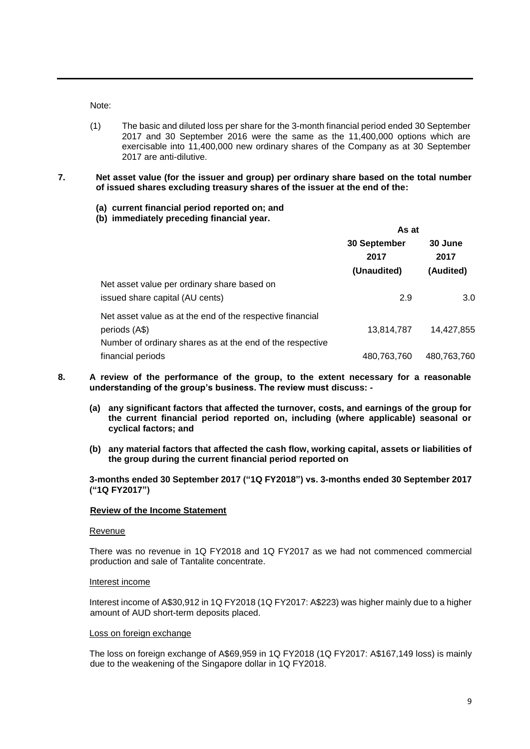Note:

(1) The basic and diluted loss per share for the 3-month financial period ended 30 September 2017 and 30 September 2016 were the same as the 11,400,000 options which are exercisable into 11,400,000 new ordinary shares of the Company as at 30 September 2017 are anti-dilutive.

**7. Net asset value (for the issuer and group) per ordinary share based on the total number of issued shares excluding treasury shares of the issuer at the end of the:**

**(a) current financial period reported on; and**
**(b) immediately preceding financial year.**

| | As at | |
|---|---|---|
| | **30 September 2017 (Unaudited)** | **30 June 2017 (Audited)** |
| Net asset value per ordinary share based on issued share capital (AU cents) | 2.9 | 3.0 |
| Net asset value as at the end of the respective financial periods (A$) | 13,814,787 | 14,427,855 |
| Number of ordinary shares as at the end of the respective financial periods | 480,763,760 | 480,763,760 |

**8. A review of the performance of the group, to the extent necessary for a reasonable understanding of the group's business. The review must discuss: -**

**(a) any significant factors that affected the turnover, costs, and earnings of the group for the current financial period reported on, including (where applicable) seasonal or cyclical factors; and**

**(b) any material factors that affected the cash flow, working capital, assets or liabilities of the group during the current financial period reported on**

**3-months ended 30 September 2017 ("1Q FY2018") vs. 3-months ended 30 September 2017 ("1Q FY2017")**

**Review of the Income Statement**

Revenue

There was no revenue in 1Q FY2018 and 1Q FY2017 as we had not commenced commercial production and sale of Tantalite concentrate.

Interest income

Interest income of A$30,912 in 1Q FY2018 (1Q FY2017: A$223) was higher mainly due to a higher amount of AUD short-term deposits placed.

Loss on foreign exchange

The loss on foreign exchange of A$69,959 in 1Q FY2018 (1Q FY2017: A$167,149 loss) is mainly due to the weakening of the Singapore dollar in 1Q FY2018.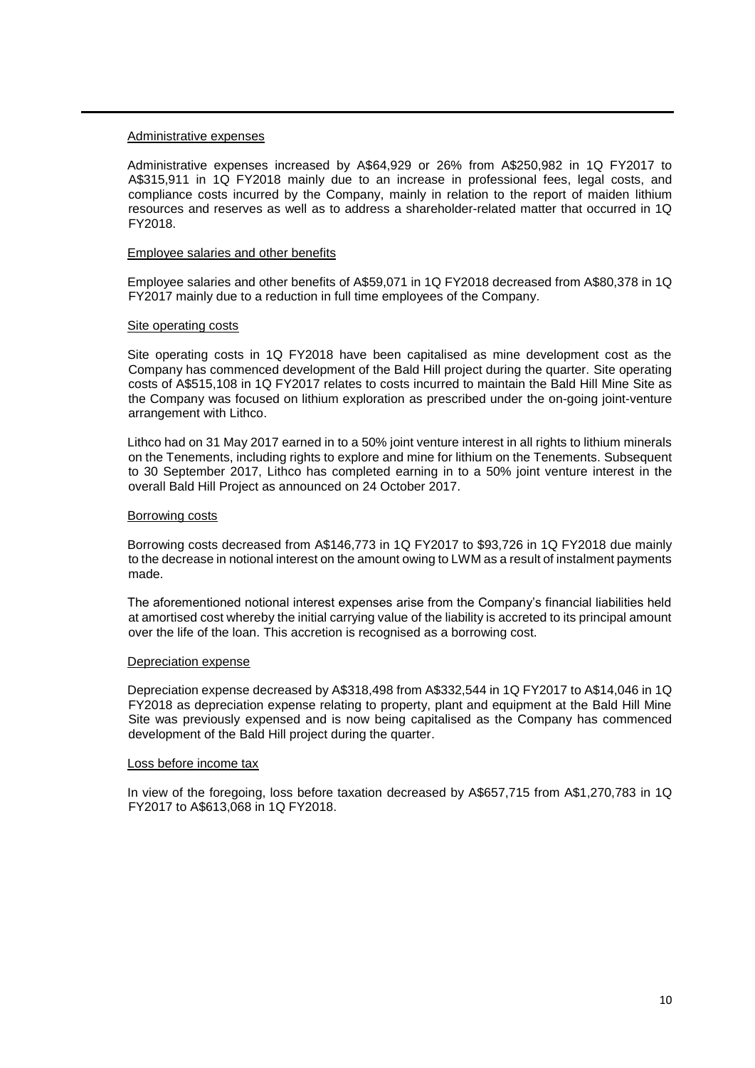Administrative expenses

Administrative expenses increased by A$64,929 or 26% from A$250,982 in 1Q FY2017 to A$315,911 in 1Q FY2018 mainly due to an increase in professional fees, legal costs, and compliance costs incurred by the Company, mainly in relation to the report of maiden lithium resources and reserves as well as to address a shareholder-related matter that occurred in 1Q FY2018.

Employee salaries and other benefits

Employee salaries and other benefits of A$59,071 in 1Q FY2018 decreased from A$80,378 in 1Q FY2017 mainly due to a reduction in full time employees of the Company.

Site operating costs

Site operating costs in 1Q FY2018 have been capitalised as mine development cost as the Company has commenced development of the Bald Hill project during the quarter. Site operating costs of A$515,108 in 1Q FY2017 relates to costs incurred to maintain the Bald Hill Mine Site as the Company was focused on lithium exploration as prescribed under the on-going joint-venture arrangement with Lithco.

Lithco had on 31 May 2017 earned in to a 50% joint venture interest in all rights to lithium minerals on the Tenements, including rights to explore and mine for lithium on the Tenements. Subsequent to 30 September 2017, Lithco has completed earning in to a 50% joint venture interest in the overall Bald Hill Project as announced on 24 October 2017.

Borrowing costs

Borrowing costs decreased from A$146,773 in 1Q FY2017 to $93,726 in 1Q FY2018 due mainly to the decrease in notional interest on the amount owing to LWM as a result of instalment payments made.

The aforementioned notional interest expenses arise from the Company's financial liabilities held at amortised cost whereby the initial carrying value of the liability is accreted to its principal amount over the life of the loan. This accretion is recognised as a borrowing cost.

Depreciation expense

Depreciation expense decreased by A$318,498 from A$332,544 in 1Q FY2017 to A$14,046 in 1Q FY2018 as depreciation expense relating to property, plant and equipment at the Bald Hill Mine Site was previously expensed and is now being capitalised as the Company has commenced development of the Bald Hill project during the quarter.

Loss before income tax

In view of the foregoing, loss before taxation decreased by A$657,715 from A$1,270,783 in 1Q FY2017 to A$613,068 in 1Q FY2018.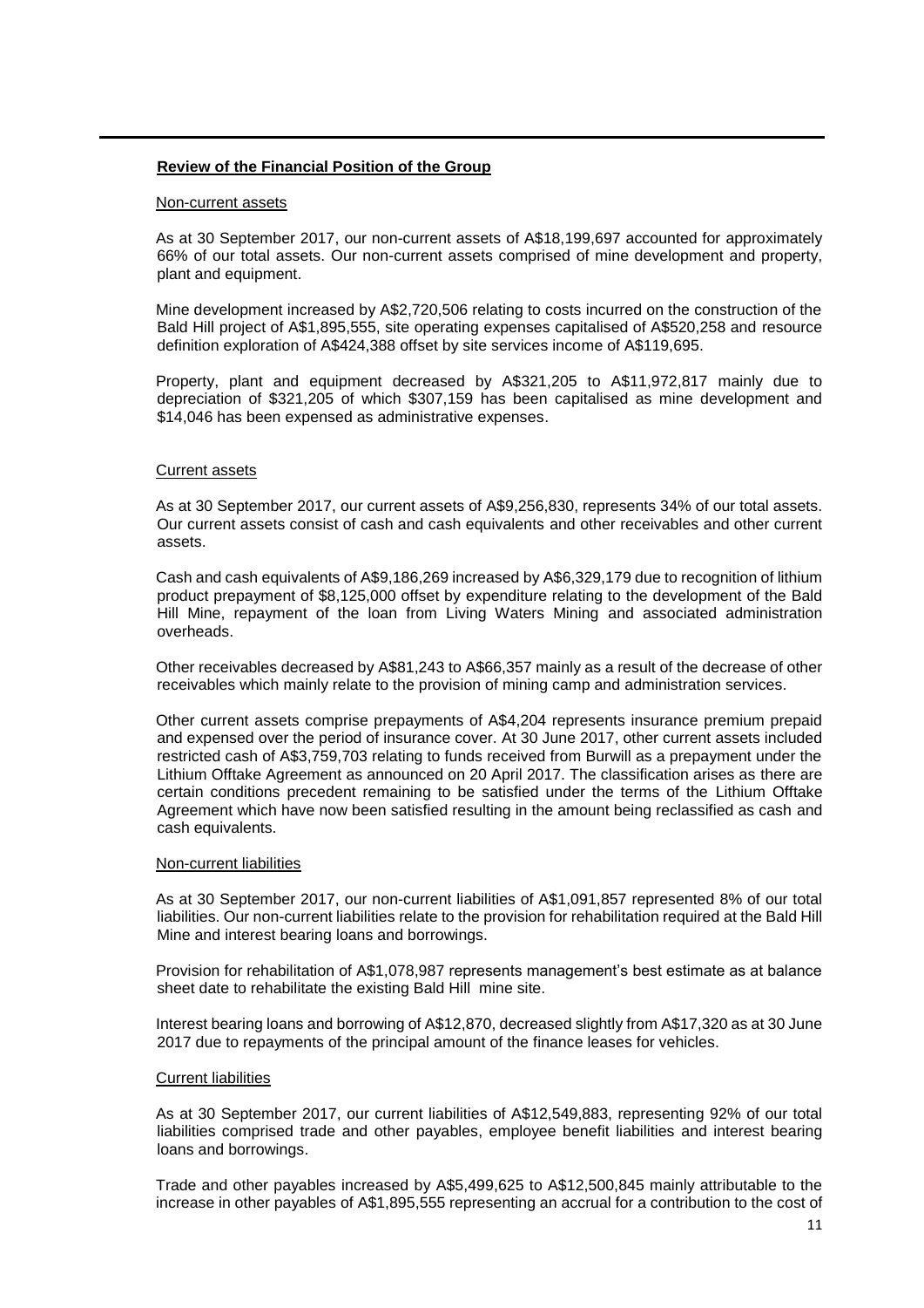**Review of the Financial Position of the Group**

Non-current assets

As at 30 September 2017, our non-current assets of A$18,199,697 accounted for approximately 66% of our total assets. Our non-current assets comprised of mine development and property, plant and equipment.

Mine development increased by A$2,720,506 relating to costs incurred on the construction of the Bald Hill project of A$1,895,555, site operating expenses capitalised of A$520,258 and resource definition exploration of A$424,388 offset by site services income of A$119,695.

Property, plant and equipment decreased by A$321,205 to A$11,972,817 mainly due to depreciation of $321,205 of which $307,159 has been capitalised as mine development and $14,046 has been expensed as administrative expenses.

Current assets

As at 30 September 2017, our current assets of A$9,256,830, represents 34% of our total assets. Our current assets consist of cash and cash equivalents and other receivables and other current assets.

Cash and cash equivalents of A$9,186,269 increased by A$6,329,179 due to recognition of lithium product prepayment of $8,125,000 offset by expenditure relating to the development of the Bald Hill Mine, repayment of the loan from Living Waters Mining and associated administration overheads.

Other receivables decreased by A$81,243 to A$66,357 mainly as a result of the decrease of other receivables which mainly relate to the provision of mining camp and administration services.

Other current assets comprise prepayments of A$4,204 represents insurance premium prepaid and expensed over the period of insurance cover. At 30 June 2017, other current assets included restricted cash of A$3,759,703 relating to funds received from Burwill as a prepayment under the Lithium Offtake Agreement as announced on 20 April 2017. The classification arises as there are certain conditions precedent remaining to be satisfied under the terms of the Lithium Offtake Agreement which have now been satisfied resulting in the amount being reclassified as cash and cash equivalents.

Non-current liabilities

As at 30 September 2017, our non-current liabilities of A$1,091,857 represented 8% of our total liabilities. Our non-current liabilities relate to the provision for rehabilitation required at the Bald Hill Mine and interest bearing loans and borrowings.

Provision for rehabilitation of A$1,078,987 represents management's best estimate as at balance sheet date to rehabilitate the existing Bald Hill mine site.

Interest bearing loans and borrowing of A$12,870, decreased slightly from A$17,320 as at 30 June 2017 due to repayments of the principal amount of the finance leases for vehicles.

Current liabilities

As at 30 September 2017, our current liabilities of A$12,549,883, representing 92% of our total liabilities comprised trade and other payables, employee benefit liabilities and interest bearing loans and borrowings.

Trade and other payables increased by A$5,499,625 to A$12,500,845 mainly attributable to the increase in other payables of A$1,895,555 representing an accrual for a contribution to the cost of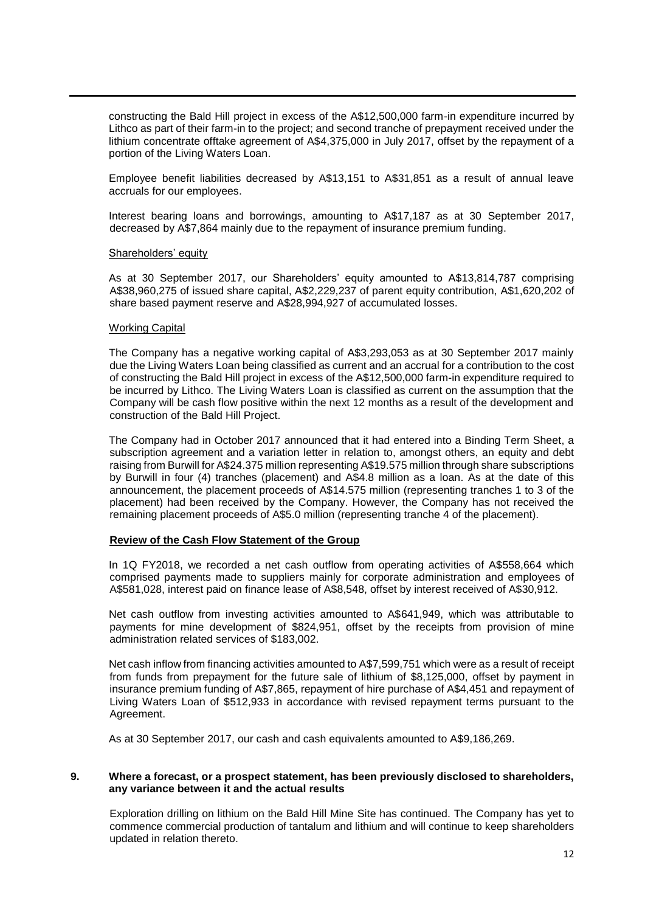constructing the Bald Hill project in excess of the A$12,500,000 farm-in expenditure incurred by Lithco as part of their farm-in to the project; and second tranche of prepayment received under the lithium concentrate offtake agreement of A$4,375,000 in July 2017, offset by the repayment of a portion of the Living Waters Loan.

Employee benefit liabilities decreased by A$13,151 to A$31,851 as a result of annual leave accruals for our employees.

Interest bearing loans and borrowings, amounting to A$17,187 as at 30 September 2017, decreased by A$7,864 mainly due to the repayment of insurance premium funding.

Shareholders' equity

As at 30 September 2017, our Shareholders' equity amounted to A$13,814,787 comprising A$38,960,275 of issued share capital, A$2,229,237 of parent equity contribution, A$1,620,202 of share based payment reserve and A$28,994,927 of accumulated losses.

Working Capital

The Company has a negative working capital of A$3,293,053 as at 30 September 2017 mainly due the Living Waters Loan being classified as current and an accrual for a contribution to the cost of constructing the Bald Hill project in excess of the A$12,500,000 farm-in expenditure required to be incurred by Lithco. The Living Waters Loan is classified as current on the assumption that the Company will be cash flow positive within the next 12 months as a result of the development and construction of the Bald Hill Project.

The Company had in October 2017 announced that it had entered into a Binding Term Sheet, a subscription agreement and a variation letter in relation to, amongst others, an equity and debt raising from Burwill for A$24.375 million representing A$19.575 million through share subscriptions by Burwill in four (4) tranches (placement) and A$4.8 million as a loan. As at the date of this announcement, the placement proceeds of A$14.575 million (representing tranches 1 to 3 of the placement) had been received by the Company. However, the Company has not received the remaining placement proceeds of A$5.0 million (representing tranche 4 of the placement).

**Review of the Cash Flow Statement of the Group**

In 1Q FY2018, we recorded a net cash outflow from operating activities of A$558,664 which comprised payments made to suppliers mainly for corporate administration and employees of A$581,028, interest paid on finance lease of A$8,548, offset by interest received of A$30,912.

Net cash outflow from investing activities amounted to A$641,949, which was attributable to payments for mine development of $824,951, offset by the receipts from provision of mine administration related services of $183,002.

Net cash inflow from financing activities amounted to A$7,599,751 which were as a result of receipt from funds from prepayment for the future sale of lithium of $8,125,000, offset by payment in insurance premium funding of A$7,865, repayment of hire purchase of A$4,451 and repayment of Living Waters Loan of $512,933 in accordance with revised repayment terms pursuant to the Agreement.

As at 30 September 2017, our cash and cash equivalents amounted to A$9,186,269.

**9. Where a forecast, or a prospect statement, has been previously disclosed to shareholders, any variance between it and the actual results**

Exploration drilling on lithium on the Bald Hill Mine Site has continued. The Company has yet to commence commercial production of tantalum and lithium and will continue to keep shareholders updated in relation thereto.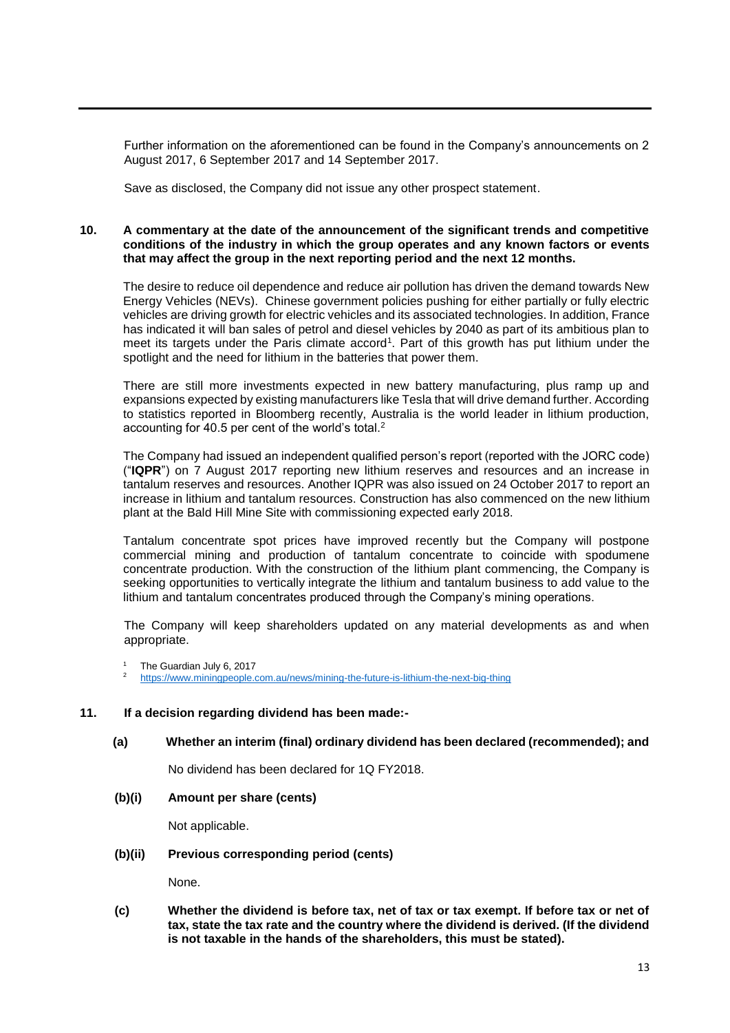Further information on the aforementioned can be found in the Company's announcements on 2 August 2017, 6 September 2017 and 14 September 2017.

Save as disclosed, the Company did not issue any other prospect statement.

**10. A commentary at the date of the announcement of the significant trends and competitive conditions of the industry in which the group operates and any known factors or events that may affect the group in the next reporting period and the next 12 months.**

The desire to reduce oil dependence and reduce air pollution has driven the demand towards New Energy Vehicles (NEVs). Chinese government policies pushing for either partially or fully electric vehicles are driving growth for electric vehicles and its associated technologies. In addition, France has indicated it will ban sales of petrol and diesel vehicles by 2040 as part of its ambitious plan to meet its targets under the Paris climate accord[1]. Part of this growth has put lithium under the spotlight and the need for lithium in the batteries that power them.

There are still more investments expected in new battery manufacturing, plus ramp up and expansions expected by existing manufacturers like Tesla that will drive demand further. According to statistics reported in Bloomberg recently, Australia is the world leader in lithium production, accounting for 40.5 per cent of the world's total.[2]

The Company had issued an independent qualified person's report (reported with the JORC code) ("**IQPR**") on 7 August 2017 reporting new lithium reserves and resources and an increase in tantalum reserves and resources. Another IQPR was also issued on 24 October 2017 to report an increase in lithium and tantalum resources. Construction has also commenced on the new lithium plant at the Bald Hill Mine Site with commissioning expected early 2018.

Tantalum concentrate spot prices have improved recently but the Company will postpone commercial mining and production of tantalum concentrate to coincide with spodumene concentrate production. With the construction of the lithium plant commencing, the Company is seeking opportunities to vertically integrate the lithium and tantalum business to add value to the lithium and tantalum concentrates produced through the Company's mining operations.

The Company will keep shareholders updated on any material developments as and when appropriate.

[1] The Guardian July 6, 2017
[2] https://www.miningpeople.com.au/news/mining-the-future-is-lithium-the-next-big-thing

**11. If a decision regarding dividend has been made:-**

**(a) Whether an interim (final) ordinary dividend has been declared (recommended); and**

No dividend has been declared for 1Q FY2018.

**(b)(i) Amount per share (cents)**

Not applicable.

**(b)(ii) Previous corresponding period (cents)**

None.

**(c) Whether the dividend is before tax, net of tax or tax exempt. If before tax or net of tax, state the tax rate and the country where the dividend is derived. (If the dividend is not taxable in the hands of the shareholders, this must be stated).**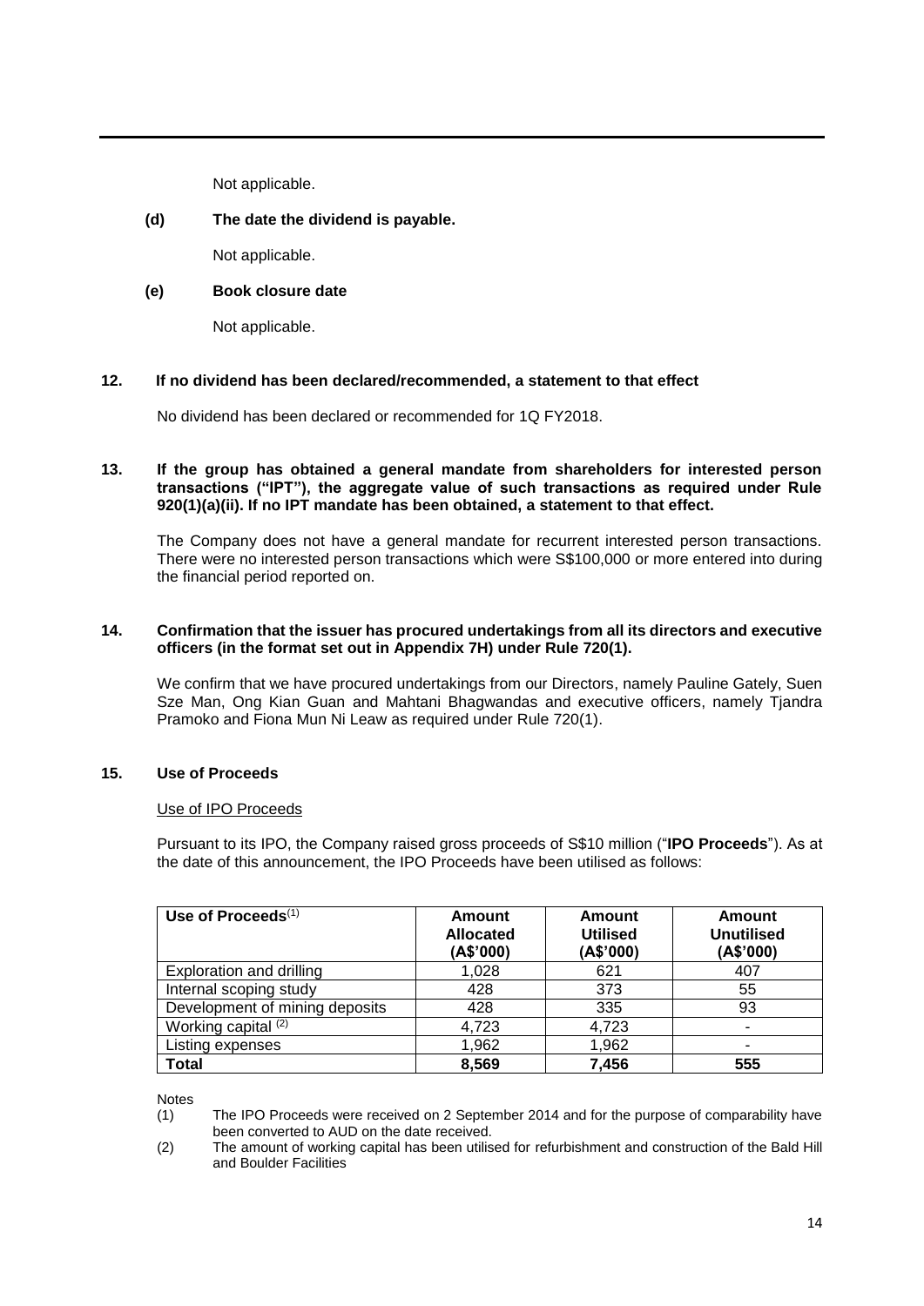Not applicable.

**(d) The date the dividend is payable.**

Not applicable.

**(e) Book closure date**

Not applicable.

**12. If no dividend has been declared/recommended, a statement to that effect**

No dividend has been declared or recommended for 1Q FY2018.

**13. If the group has obtained a general mandate from shareholders for interested person transactions ("IPT"), the aggregate value of such transactions as required under Rule 920(1)(a)(ii). If no IPT mandate has been obtained, a statement to that effect.**

The Company does not have a general mandate for recurrent interested person transactions. There were no interested person transactions which were S$100,000 or more entered into during the financial period reported on.

**14. Confirmation that the issuer has procured undertakings from all its directors and executive officers (in the format set out in Appendix 7H) under Rule 720(1).**

We confirm that we have procured undertakings from our Directors, namely Pauline Gately, Suen Sze Man, Ong Kian Guan and Mahtani Bhagwandas and executive officers, namely Tjandra Pramoko and Fiona Mun Ni Leaw as required under Rule 720(1).

**15. Use of Proceeds**

Use of IPO Proceeds

Pursuant to its IPO, the Company raised gross proceeds of S$10 million ("**IPO Proceeds**"). As at the date of this announcement, the IPO Proceeds have been utilised as follows:

| Use of Proceeds[(1)] | Amount Allocated (A$'000) | Amount Utilised (A$'000) | Amount Unutilised (A$'000) |
|---|---|---|---|
| Exploration and drilling | 1,028 | 621 | 407 |
| Internal scoping study | 428 | 373 | 55 |
| Development of mining deposits | 428 | 335 | 93 |
| Working capital [(2)] | 4,723 | 4,723 | - |
| Listing expenses | 1,962 | 1,962 | - |
| **Total** | **8,569** | **7,456** | **555** |

Notes

(1) The IPO Proceeds were received on 2 September 2014 and for the purpose of comparability have been converted to AUD on the date received.

(2) The amount of working capital has been utilised for refurbishment and construction of the Bald Hill and Boulder Facilities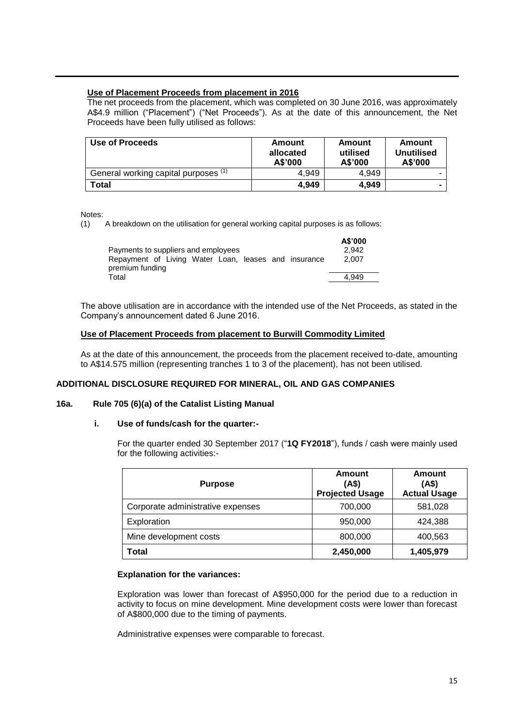**Use of Placement Proceeds from placement in 2016**

The net proceeds from the placement, which was completed on 30 June 2016, was approximately A$4.9 million ("Placement") ("Net Proceeds"). As at the date of this announcement, the Net Proceeds have been fully utilised as follows:

| Use of Proceeds | Amount allocated A$'000 | Amount utilised A$'000 | Amount Unutilised A$'000 |
|---|---|---|---|
| General working capital purposes [1] | 4,949 | 4,949 | - |
| **Total** | **4,949** | **4,949** | **-** |

Notes:

(1) A breakdown on the utilisation for general working capital purposes is as follows:

| | A$'000 |
|---|---|
| Payments to suppliers and employees | 2,942 |
| Repayment of Living Water Loan, leases and insurance premium funding | 2,007 |
| Total | 4,949 |

The above utilisation are in accordance with the intended use of the Net Proceeds, as stated in the Company's announcement dated 6 June 2016.

**Use of Placement Proceeds from placement to Burwill Commodity Limited**

As at the date of this announcement, the proceeds from the placement received to-date, amounting to A$14.575 million (representing tranches 1 to 3 of the placement), has not been utilised.

**ADDITIONAL DISCLOSURE REQUIRED FOR MINERAL, OIL AND GAS COMPANIES**

**16a. Rule 705 (6)(a) of the Catalist Listing Manual**

**i. Use of funds/cash for the quarter:-**

For the quarter ended 30 September 2017 ("**1Q FY2018**"), funds / cash were mainly used for the following activities:-

| Purpose | Amount (A$) Projected Usage | Amount (A$) Actual Usage |
|---|---|---|
| Corporate administrative expenses | 700,000 | 581,028 |
| Exploration | 950,000 | 424,388 |
| Mine development costs | 800,000 | 400,563 |
| **Total** | **2,450,000** | **1,405,979** |

**Explanation for the variances:**

Exploration was lower than forecast of A$950,000 for the period due to a reduction in activity to focus on mine development. Mine development costs were lower than forecast of A$800,000 due to the timing of payments.

Administrative expenses were comparable to forecast.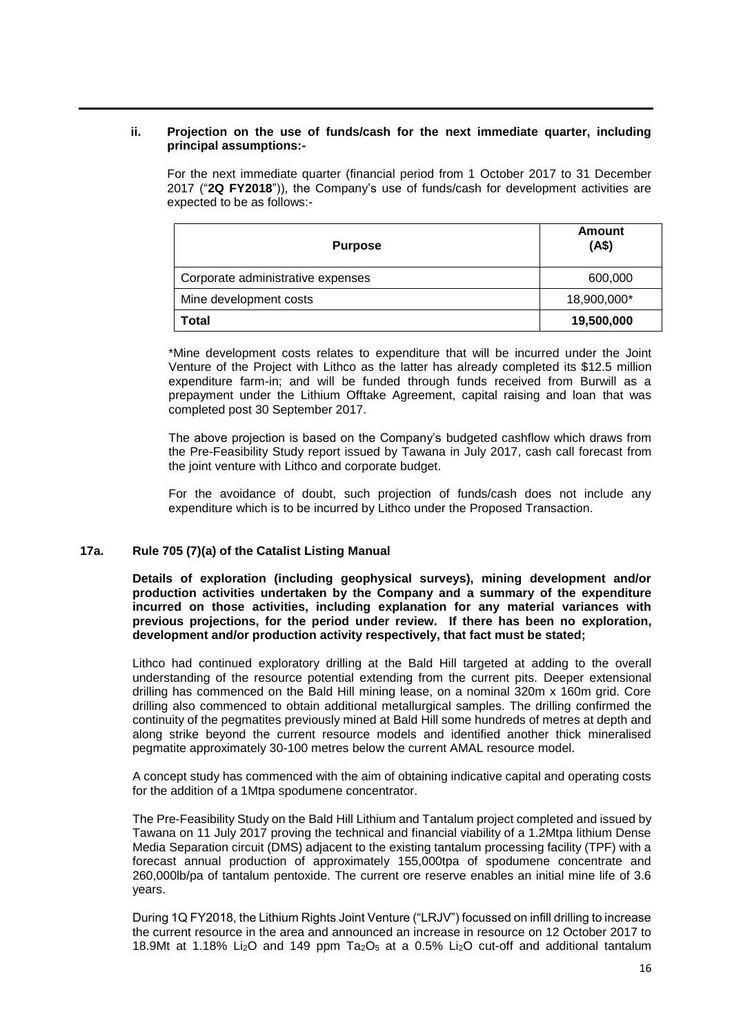### ii. Projection on the use of funds/cash for the next immediate quarter, including principal assumptions:-

For the next immediate quarter (financial period from 1 October 2017 to 31 December 2017 ("**2Q FY2018**")), the Company's use of funds/cash for development activities are expected to be as follows:-

| Purpose | Amount (A$) |
|---|---|
| Corporate administrative expenses | 600,000 |
| Mine development costs | 18,900,000* |
| **Total** | **19,500,000** |

*Mine development costs relates to expenditure that will be incurred under the Joint Venture of the Project with Lithco as the latter has already completed its $12.5 million expenditure farm-in; and will be funded through funds received from Burwill as a prepayment under the Lithium Offtake Agreement, capital raising and loan that was completed post 30 September 2017.

The above projection is based on the Company's budgeted cashflow which draws from the Pre-Feasibility Study report issued by Tawana in July 2017, cash call forecast from the joint venture with Lithco and corporate budget.

For the avoidance of doubt, such projection of funds/cash does not include any expenditure which is to be incurred by Lithco under the Proposed Transaction.

### 17a. Rule 705 (7)(a) of the Catalist Listing Manual

**Details of exploration (including geophysical surveys), mining development and/or production activities undertaken by the Company and a summary of the expenditure incurred on those activities, including explanation for any material variances with previous projections, for the period under review. If there has been no exploration, development and/or production activity respectively, that fact must be stated;**

Lithco had continued exploratory drilling at the Bald Hill targeted at adding to the overall understanding of the resource potential extending from the current pits. Deeper extensional drilling has commenced on the Bald Hill mining lease, on a nominal 320m x 160m grid. Core drilling also commenced to obtain additional metallurgical samples. The drilling confirmed the continuity of the pegmatites previously mined at Bald Hill some hundreds of metres at depth and along strike beyond the current resource models and identified another thick mineralised pegmatite approximately 30-100 metres below the current AMAL resource model.

A concept study has commenced with the aim of obtaining indicative capital and operating costs for the addition of a 1Mtpa spodumene concentrator.

The Pre-Feasibility Study on the Bald Hill Lithium and Tantalum project completed and issued by Tawana on 11 July 2017 proving the technical and financial viability of a 1.2Mtpa lithium Dense Media Separation circuit (DMS) adjacent to the existing tantalum processing facility (TPF) with a forecast annual production of approximately 155,000tpa of spodumene concentrate and 260,000lb/pa of tantalum pentoxide. The current ore reserve enables an initial mine life of 3.6 years.

During 1Q FY2018, the Lithium Rights Joint Venture ("LRJV") focussed on infill drilling to increase the current resource in the area and announced an increase in resource on 12 October 2017 to 18.9Mt at 1.18% $Li_2O$ and 149 ppm $Ta_2O_5$ at a 0.5% $Li_2O$ cut-off and additional tantalum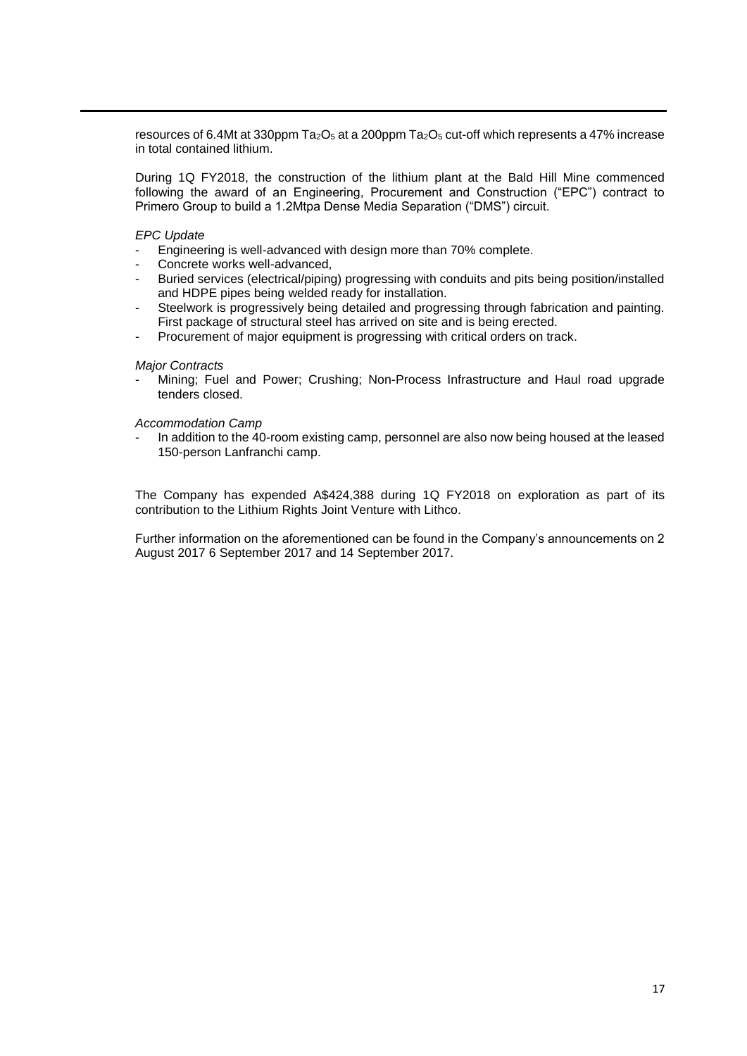resources of 6.4Mt at 330ppm $Ta_2O_5$ at a 200ppm $Ta_2O_5$ cut-off which represents a 47% increase in total contained lithium.

During 1Q FY2018, the construction of the lithium plant at the Bald Hill Mine commenced following the award of an Engineering, Procurement and Construction ("EPC") contract to Primero Group to build a 1.2Mtpa Dense Media Separation ("DMS") circuit.

*EPC Update*

- Engineering is well-advanced with design more than 70% complete.
- Concrete works well-advanced,
- Buried services (electrical/piping) progressing with conduits and pits being position/installed and HDPE pipes being welded ready for installation.
- Steelwork is progressively being detailed and progressing through fabrication and painting. First package of structural steel has arrived on site and is being erected.
- Procurement of major equipment is progressing with critical orders on track.

*Major Contracts*

- Mining; Fuel and Power; Crushing; Non-Process Infrastructure and Haul road upgrade tenders closed.

*Accommodation Camp*

- In addition to the 40-room existing camp, personnel are also now being housed at the leased 150-person Lanfranchi camp.

The Company has expended A$424,388 during 1Q FY2018 on exploration as part of its contribution to the Lithium Rights Joint Venture with Lithco.

Further information on the aforementioned can be found in the Company's announcements on 2 August 2017 6 September 2017 and 14 September 2017.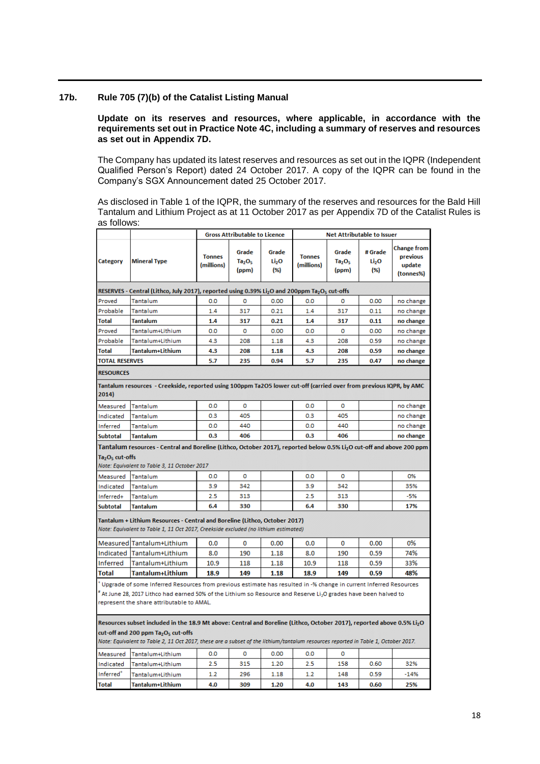**17b. Rule 705 (7)(b) of the Catalist Listing Manual**

**Update on its reserves and resources, where applicable, in accordance with the requirements set out in Practice Note 4C, including a summary of reserves and resources as set out in Appendix 7D.**

The Company has updated its latest reserves and resources as set out in the IQPR (Independent Qualified Person's Report) dated 24 October 2017. A copy of the IQPR can be found in the Company's SGX Announcement dated 25 October 2017.

As disclosed in Table 1 of the IQPR, the summary of the reserves and resources for the Bald Hill Tantalum and Lithium Project as at 11 October 2017 as per Appendix 7D of the Catalist Rules is as follows:

| | | Gross Attributable to Licence | | | Net Attributable to Issuer | | | |
|---|---|---|---|---|---|---|---|---|
| **Category** | **Mineral Type** | **Tonnes (millions)** | **Grade $Ta_2O_5$ (ppm)** | **Grade $Li_2O$ (%)** | **Tonnes (millions)** | **Grade $Ta_2O_5$ (ppm)** | **# Grade $Li_2O$ (%)** | **Change from previous update (tonnes%)** |
| **RESERVES - Central (Lithco, July 2017), reported using 0.39% $Li_2O$ and 200ppm $Ta_2O_5$ cut-offs** | | | | | | | | |
| Proved | Tantalum | 0.0 | 0 | 0.00 | 0.0 | 0 | 0.00 | no change |
| Probable | Tantalum | 1.4 | 317 | 0.21 | 1.4 | 317 | 0.11 | no change |
| **Total** | **Tantalum** | **1.4** | **317** | **0.21** | **1.4** | **317** | **0.11** | **no change** |
| Proved | Tantalum+Lithium | 0.0 | 0 | 0.00 | 0.0 | 0 | 0.00 | no change |
| Probable | Tantalum+Lithium | 4.3 | 208 | 1.18 | 4.3 | 208 | 0.59 | no change |
| **Total** | **Tantalum+Lithium** | **4.3** | **208** | **1.18** | **4.3** | **208** | **0.59** | **no change** |
| **TOTAL RESERVES** | | **5.7** | **235** | **0.94** | **5.7** | **235** | **0.47** | **no change** |
| **RESOURCES** | | | | | | | | |
| **Tantalum resources - Creekside, reported using 100ppm Ta2O5 lower cut-off (carried over from previous IQPR, by AMC 2014)** | | | | | | | | |
| Measured | Tantalum | 0.0 | 0 | | 0.0 | 0 | | no change |
| Indicated | Tantalum | 0.3 | 405 | | 0.3 | 405 | | no change |
| Inferred | Tantalum | 0.0 | 440 | | 0.0 | 440 | | no change |
| **Subtotal** | **Tantalum** | **0.3** | **406** | | **0.3** | **406** | | **no change** |
| **Tantalum resources - Central and Boreline (Lithco, October 2017), reported below 0.5% $Li_2O$ cut-off and above 200 ppm $Ta_2O_5$ cut-offs** *Note: Equivalent to Table 3, 11 October 2017* | | | | | | | | |
| Measured | Tantalum | 0.0 | 0 | | 0.0 | 0 | | 0% |
| Indicated | Tantalum | 3.9 | 342 | | 3.9 | 342 | | 35% |
| Inferred+ | Tantalum | 2.5 | 313 | | 2.5 | 313 | | -5% |
| **Subtotal** | **Tantalum** | **6.4** | **330** | | **6.4** | **330** | | **17%** |
| **Tantalum + Lithium Resources - Central and Boreline (Lithco, October 2017)** *Note: Equivalent to Table 1, 11 Oct 2017, Creekside excluded (no lithium estimated)* | | | | | | | | |
| Measured | Tantalum+Lithium | 0.0 | 0 | 0.00 | 0.0 | 0 | 0.00 | 0% |
| Indicated | Tantalum+Lithium | 8.0 | 190 | 1.18 | 8.0 | 190 | 0.59 | 74% |
| Inferred | Tantalum+Lithium | 10.9 | 118 | 1.18 | 10.9 | 118 | 0.59 | 33% |
| **Total** | **Tantalum+Lithium** | **18.9** | **149** | **1.18** | **18.9** | **149** | **0.59** | **48%** |
| + Upgrade of some Inferred Resources from previous estimate has resulted in -% change in current Inferred Resources. # At June 28, 2017 Lithco had earned 50% of the Lithium so Resource and Reserve $Li_2O$ grades have been halved to represent the share attributable to AMAL. | | | | | | | | |
| **Resources subset included in the 18.9 Mt above: Central and Boreline (Lithco, October 2017), reported above 0.5% $Li_2O$ cut-off and 200 ppm $Ta_2O_5$ cut-offs** *Note: Equivalent to Table 2, 11 Oct 2017, these are a subset of the lithium/tantalum resources reported in Table 1, October 2017.* | | | | | | | | |
| Measured | Tantalum+Lithium | 0.0 | 0 | 0.00 | 0.0 | 0 | | |
| Indicated | Tantalum+Lithium | 2.5 | 315 | 1.20 | 2.5 | 158 | 0.60 | 32% |
| Inferred+ | Tantalum+Lithium | 1.2 | 296 | 1.18 | 1.2 | 148 | 0.59 | -14% |
| **Total** | **Tantalum+Lithium** | **4.0** | **309** | **1.20** | **4.0** | **143** | **0.60** | **25%** |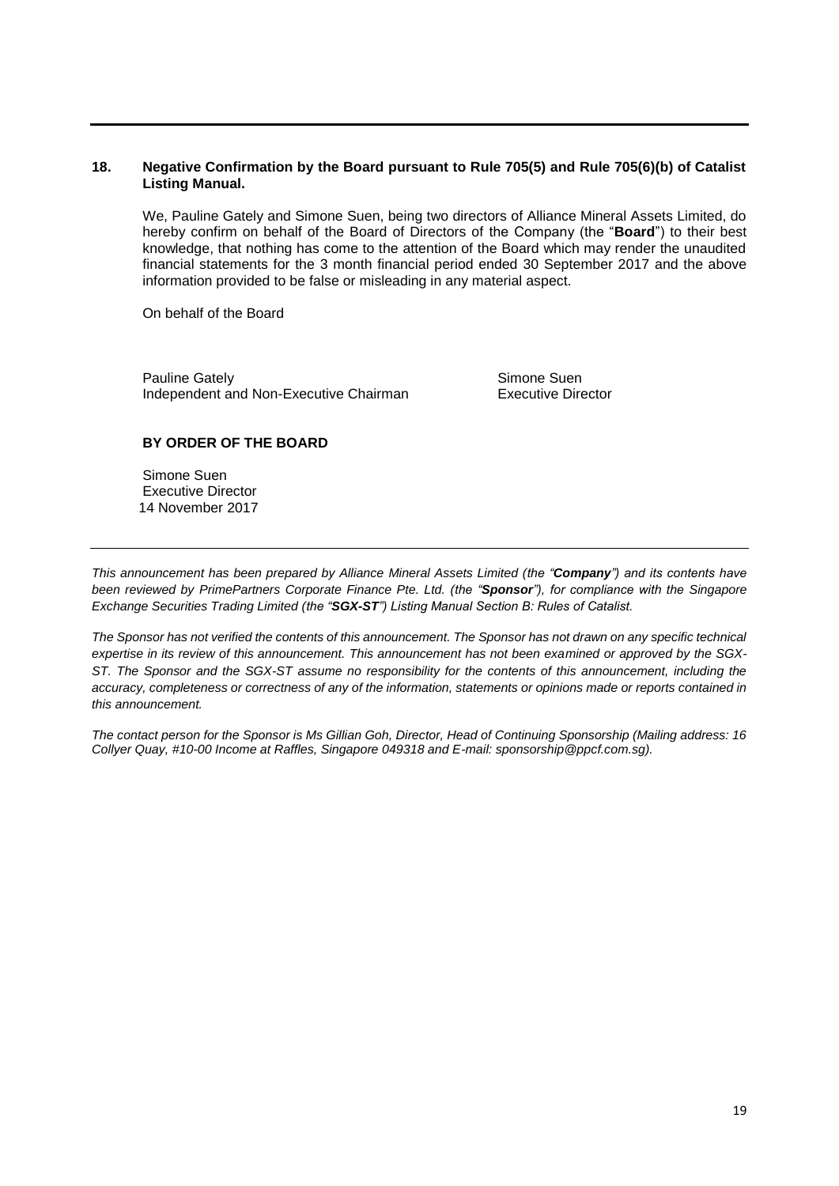## 18. Negative Confirmation by the Board pursuant to Rule 705(5) and Rule 705(6)(b) of Catalist Listing Manual.

We, Pauline Gately and Simone Suen, being two directors of Alliance Mineral Assets Limited, do hereby confirm on behalf of the Board of Directors of the Company (the "**Board**") to their best knowledge, that nothing has come to the attention of the Board which may render the unaudited financial statements for the 3 month financial period ended 30 September 2017 and the above information provided to be false or misleading in any material aspect.

On behalf of the Board

| | |
|---|---|
| Pauline Gately | Simone Suen |
| Independent and Non-Executive Chairman | Executive Director |

**BY ORDER OF THE BOARD**

Simone Suen
Executive Director
14 November 2017

---

*This announcement has been prepared by Alliance Mineral Assets Limited (the "**Company**") and its contents have been reviewed by PrimePartners Corporate Finance Pte. Ltd. (the "**Sponsor**"), for compliance with the Singapore Exchange Securities Trading Limited (the "**SGX-ST**") Listing Manual Section B: Rules of Catalist.*

*The Sponsor has not verified the contents of this announcement. The Sponsor has not drawn on any specific technical expertise in its review of this announcement. This announcement has not been examined or approved by the SGX-ST. The Sponsor and the SGX-ST assume no responsibility for the contents of this announcement, including the accuracy, completeness or correctness of any of the information, statements or opinions made or reports contained in this announcement.*

*The contact person for the Sponsor is Ms Gillian Goh, Director, Head of Continuing Sponsorship (Mailing address: 16 Collyer Quay, #10-00 Income at Raffles, Singapore 049318 and E-mail: sponsorship@ppcf.com.sg).*